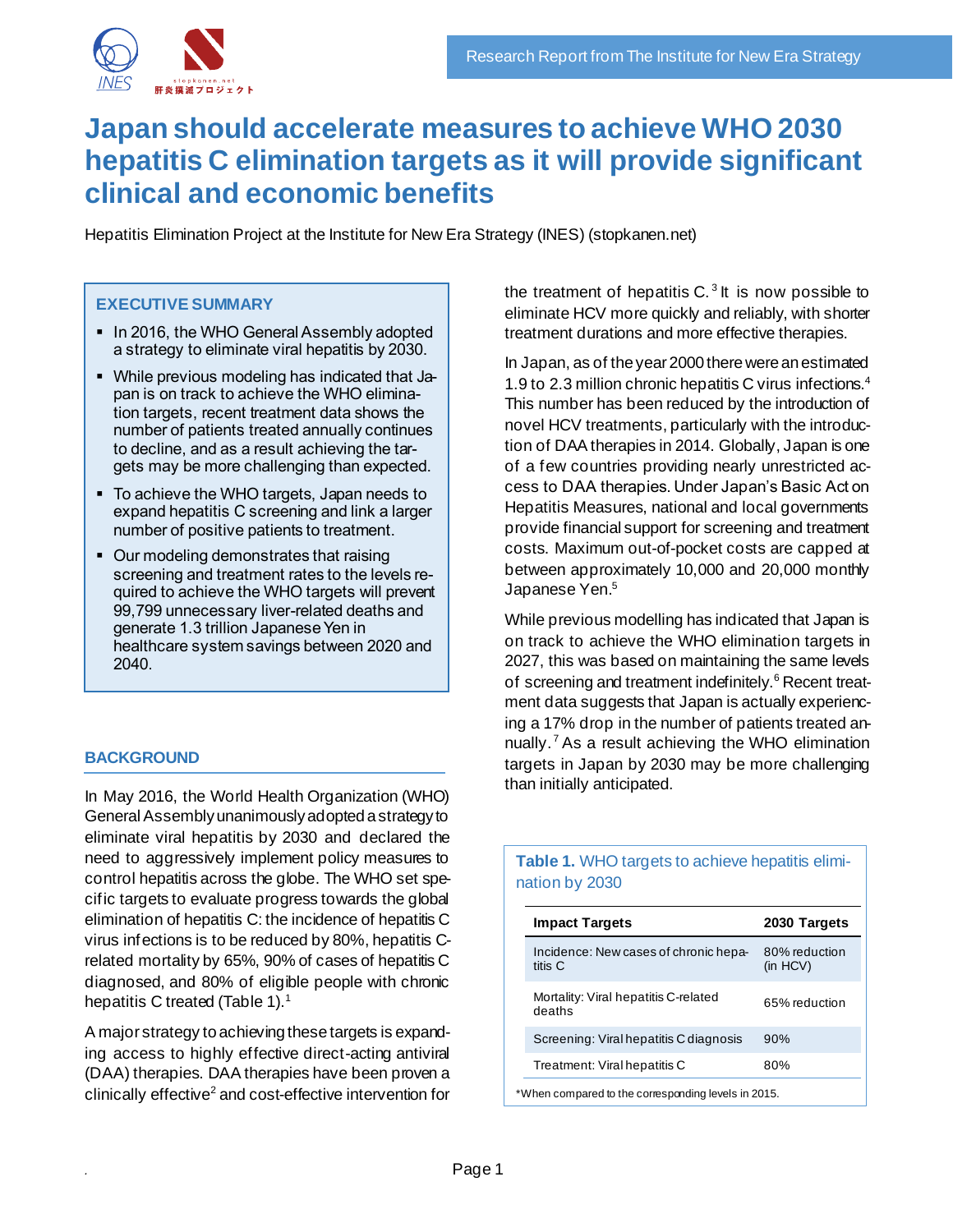Research Report from The Institute for New Era Strategy

# Japan should accelerate measures to achieve WHO 2030 hepatitis C elimination targets as it will provide significant clinical and economic benefits

Hepatitis Elimination Project at the Institute for New Era Strategy (INES) (stopkanen.net)

## EXECUTIVE SUMMARY

- In 2016, the WHO General Assembly adopted a strategy to eliminate viral hepatitis by 2030.
- While previous modeling has indicated that Japan is on track to achieve the WHO elimination targets, recent treatment data shows the number of patients treated annually continues to decline, and as a result achieving the targets may be more challenging than expected.
- To achieve the WHO targets, Japan needs to expand hepatitis C screening and link a larger number of positive patients to treatment.
- Our modeling demonstrates that raising screening and treatment rates to the levels required to achieve the WHO targets will prevent 99,799 unnecessary liver-related deaths and generate 1.3 trillion Japanese Yen in healthcare system savings between 2020 and 2040.

## BACKGROUND

In May 2016, the World Health Organization (WHO) General Assembly unanimously adopted a strategy to eliminate viral hepatitis by 2030 and declared the need to aggressively implement policy measures to control hepatitis across the globe. The WHO set specific targets to evaluate progress towards the global elimination of hepatitis C: the incidence of hepatitis C virus infections is to be reduced by 80%, hepatitis C-related mortality by 65%, 90% of cases of hepatitis C diagnosed, and 80% of eligible people with chronic hepatitis C treated (Table 1).[1]

A major strategy to achieving these targets is expanding access to highly effective direct-acting antiviral (DAA) therapies. DAA therapies have been proven a clinically effective[2] and cost-effective intervention for the treatment of hepatitis C.[3] It is now possible to eliminate HCV more quickly and reliably, with shorter treatment durations and more effective therapies.

In Japan, as of the year 2000 there were an estimated 1.9 to 2.3 million chronic hepatitis C virus infections.[4] This number has been reduced by the introduction of novel HCV treatments, particularly with the introduction of DAA therapies in 2014. Globally, Japan is one of a few countries providing nearly unrestricted access to DAA therapies. Under Japan's Basic Act on Hepatitis Measures, national and local governments provide financial support for screening and treatment costs. Maximum out-of-pocket costs are capped at between approximately 10,000 and 20,000 monthly Japanese Yen.[5]

While previous modelling has indicated that Japan is on track to achieve the WHO elimination targets in 2027, this was based on maintaining the same levels of screening and treatment indefinitely.[6] Recent treatment data suggests that Japan is actually experiencing a 17% drop in the number of patients treated annually.[7] As a result achieving the WHO elimination targets in Japan by 2030 may be more challenging than initially anticipated.

**Table 1.** WHO targets to achieve hepatitis elimination by 2030

| Impact Targets | 2030 Targets |
|---|---|
| Incidence: New cases of chronic hepatitis C | 80% reduction (in HCV) |
| Mortality: Viral hepatitis C-related deaths | 65% reduction |
| Screening: Viral hepatitis C diagnosis | 90% |
| Treatment: Viral hepatitis C | 80% |

*When compared to the corresponding levels in 2015.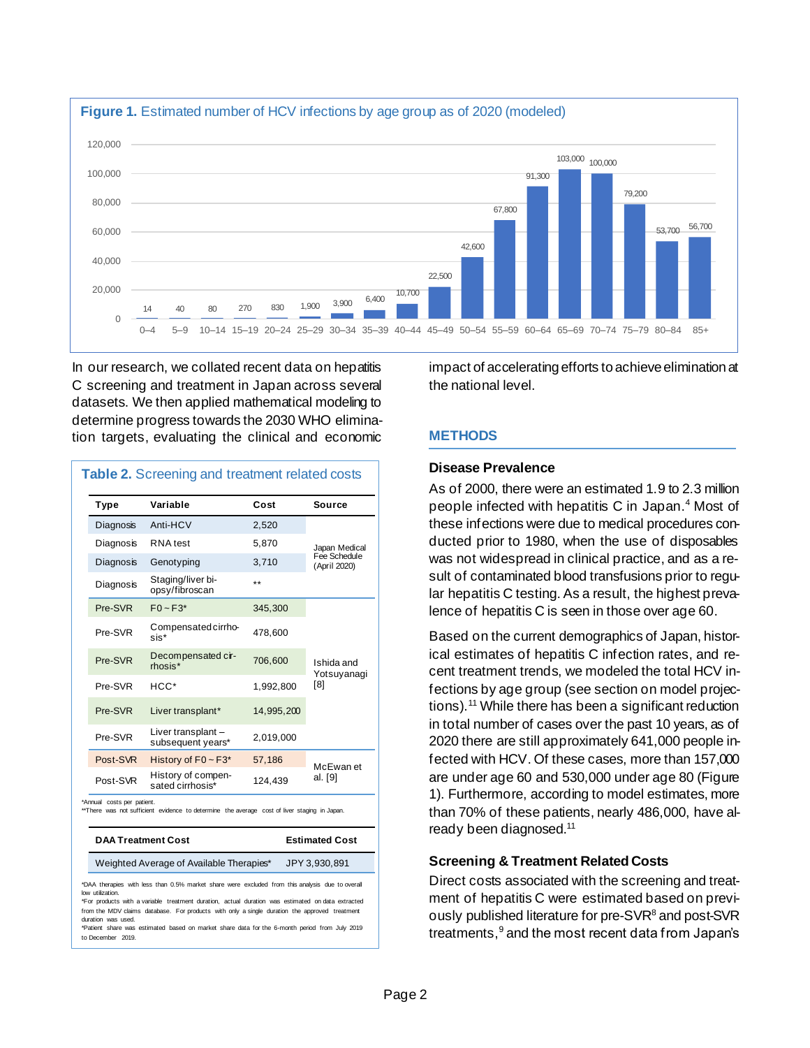**Figure 1.** Estimated number of HCV infections by age group as of 2020 (modeled)

| Age group | Estimated HCV infections |
|---|---|
| 0–4 | 14 |
| 5–9 | 40 |
| 10–14 | 80 |
| 15–19 | 270 |
| 20–24 | 830 |
| 25–29 | 1,900 |
| 30–34 | 3,900 |
| 35–39 | 6,400 |
| 40–44 | 10,700 |
| 45–49 | 22,500 |
| 50–54 | 42,600 |
| 55–59 | 67,800 |
| 60–64 | 91,300 |
| 65–69 | 103,000 |
| 70–74 | 100,000 |
| 75–79 | 79,200 |
| 80–84 | 53,700 |
| 85+ | 56,700 |

In our research, we collated recent data on hepatitis C screening and treatment in Japan across several datasets. We then applied mathematical modeling to determine progress towards the 2030 WHO elimination targets, evaluating the clinical and economic impact of accelerating efforts to achieve elimination at the national level.

**Table 2.** Screening and treatment related costs

| Type | Variable | Cost | Source |
|---|---|---|---|
| Diagnosis | Anti-HCV | 2,520 | Japan Medical Fee Schedule (April 2020) |
| Diagnosis | RNA test | 5,870 | |
| Diagnosis | Genotyping | 3,710 | |
| Diagnosis | Staging/liver biopsy/fibroscan | ** | |
| Pre-SVR | F0 ~ F3* | 345,300 | Ishida and Yotsuyanagi [8] |
| Pre-SVR | Compensated cirrhosis* | 478,600 | |
| Pre-SVR | Decompensated cirrhosis* | 706,600 | |
| Pre-SVR | HCC* | 1,992,800 | |
| Pre-SVR | Liver transplant* | 14,995,200 | |
| Pre-SVR | Liver transplant – subsequent years* | 2,019,000 | |
| Post-SVR | History of F0 ~ F3* | 57,186 | McEwan et al. [9] |
| Post-SVR | History of compensated cirrhosis* | 124,439 | |

*Annual costs per patient.
**There was not sufficient evidence to determine the average cost of liver staging in Japan.

| DAA Treatment Cost | Estimated Cost |
|---|---|
| Weighted Average of Available Therapies* | JPY 3,930,891 |

*DAA therapies with less than 0.5% market share were excluded from this analysis due to overall low utilization.
*For products with a variable treatment duration, actual duration was estimated on data extracted from the MDV claims database. For products with only a single duration the approved treatment duration was used.
*Patient share was estimated based on market share data for the 6-month period from July 2019 to December 2019.

## METHODS

### Disease Prevalence

As of 2000, there were an estimated 1.9 to 2.3 million people infected with hepatitis C in Japan.[4] Most of these infections were due to medical procedures conducted prior to 1980, when the use of disposables was not widespread in clinical practice, and as a result of contaminated blood transfusions prior to regular hepatitis C testing. As a result, the highest prevalence of hepatitis C is seen in those over age 60.

Based on the current demographics of Japan, historical estimates of hepatitis C infection rates, and recent treatment trends, we modeled the total HCV infections by age group (see section on model projections).[11] While there has been a significant reduction in total number of cases over the past 10 years, as of 2020 there are still approximately 641,000 people infected with HCV. Of these cases, more than 157,000 are under age 60 and 530,000 under age 80 (Figure 1). Furthermore, according to model estimates, more than 70% of these patients, nearly 486,000, have already been diagnosed.[11]

### Screening & Treatment Related Costs

Direct costs associated with the screening and treatment of hepatitis C were estimated based on previously published literature for pre-SVR[8] and post-SVR treatments,[9] and the most recent data from Japan's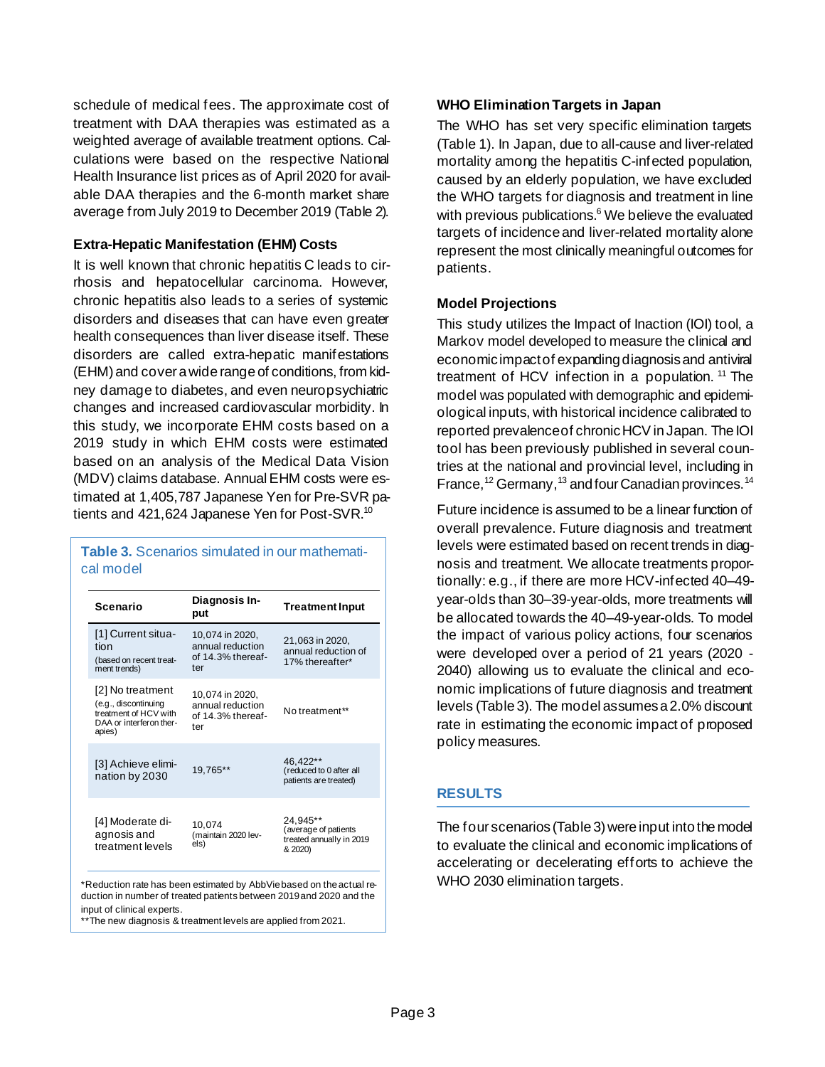schedule of medical fees. The approximate cost of treatment with DAA therapies was estimated as a weighted average of available treatment options. Calculations were based on the respective National Health Insurance list prices as of April 2020 for available DAA therapies and the 6-month market share average from July 2019 to December 2019 (Table 2).

### Extra-Hepatic Manifestation (EHM) Costs

It is well known that chronic hepatitis C leads to cirrhosis and hepatocellular carcinoma. However, chronic hepatitis also leads to a series of systemic disorders and diseases that can have even greater health consequences than liver disease itself. These disorders are called extra-hepatic manifestations (EHM) and cover a wide range of conditions, from kidney damage to diabetes, and even neuropsychiatric changes and increased cardiovascular morbidity. In this study, we incorporate EHM costs based on a 2019 study in which EHM costs were estimated based on an analysis of the Medical Data Vision (MDV) claims database. Annual EHM costs were estimated at 1,405,787 Japanese Yen for Pre-SVR patients and 421,624 Japanese Yen for Post-SVR.[10]

**Table 3.** Scenarios simulated in our mathematical model

| Scenario | Diagnosis Input | Treatment Input |
|---|---|---|
| [1] Current situation (based on recent treatment trends) | 10,074 in 2020, annual reduction of 14.3% thereafter | 21,063 in 2020, annual reduction of 17% thereafter* |
| [2] No treatment (e.g., discontinuing treatment of HCV with DAA or interferon therapies) | 10,074 in 2020, annual reduction of 14.3% thereafter | No treatment** |
| [3] Achieve elimination by 2030 | 19,765** | 46,422** (reduced to 0 after all patients are treated) |
| [4] Moderate diagnosis and treatment levels | 10,074 (maintain 2020 levels) | 24,945** (average of patients treated annually in 2019 & 2020) |

*Reduction rate has been estimated by AbbVie based on the actual reduction in number of treated patients between 2019 and 2020 and the input of clinical experts.
**The new diagnosis & treatment levels are applied from 2021.

### WHO Elimination Targets in Japan

The WHO has set very specific elimination targets (Table 1). In Japan, due to all-cause and liver-related mortality among the hepatitis C-infected population, caused by an elderly population, we have excluded the WHO targets for diagnosis and treatment in line with previous publications.[6] We believe the evaluated targets of incidence and liver-related mortality alone represent the most clinically meaningful outcomes for patients.

### Model Projections

This study utilizes the Impact of Inaction (IOI) tool, a Markov model developed to measure the clinical and economic impact of expanding diagnosis and antiviral treatment of HCV infection in a population.[11] The model was populated with demographic and epidemiological inputs, with historical incidence calibrated to reported prevalence of chronic HCV in Japan. The IOI tool has been previously published in several countries at the national and provincial level, including in France,[12] Germany,[13] and four Canadian provinces.[14]

Future incidence is assumed to be a linear function of overall prevalence. Future diagnosis and treatment levels were estimated based on recent trends in diagnosis and treatment. We allocate treatments proportionally: e.g., if there are more HCV-infected 40–49-year-olds than 30–39-year-olds, more treatments will be allocated towards the 40–49-year-olds. To model the impact of various policy actions, four scenarios were developed over a period of 21 years (2020 - 2040) allowing us to evaluate the clinical and economic implications of future diagnosis and treatment levels (Table 3). The model assumes a 2.0% discount rate in estimating the economic impact of proposed policy measures.

## RESULTS

The four scenarios (Table 3) were input into the model to evaluate the clinical and economic implications of accelerating or decelerating efforts to achieve the WHO 2030 elimination targets.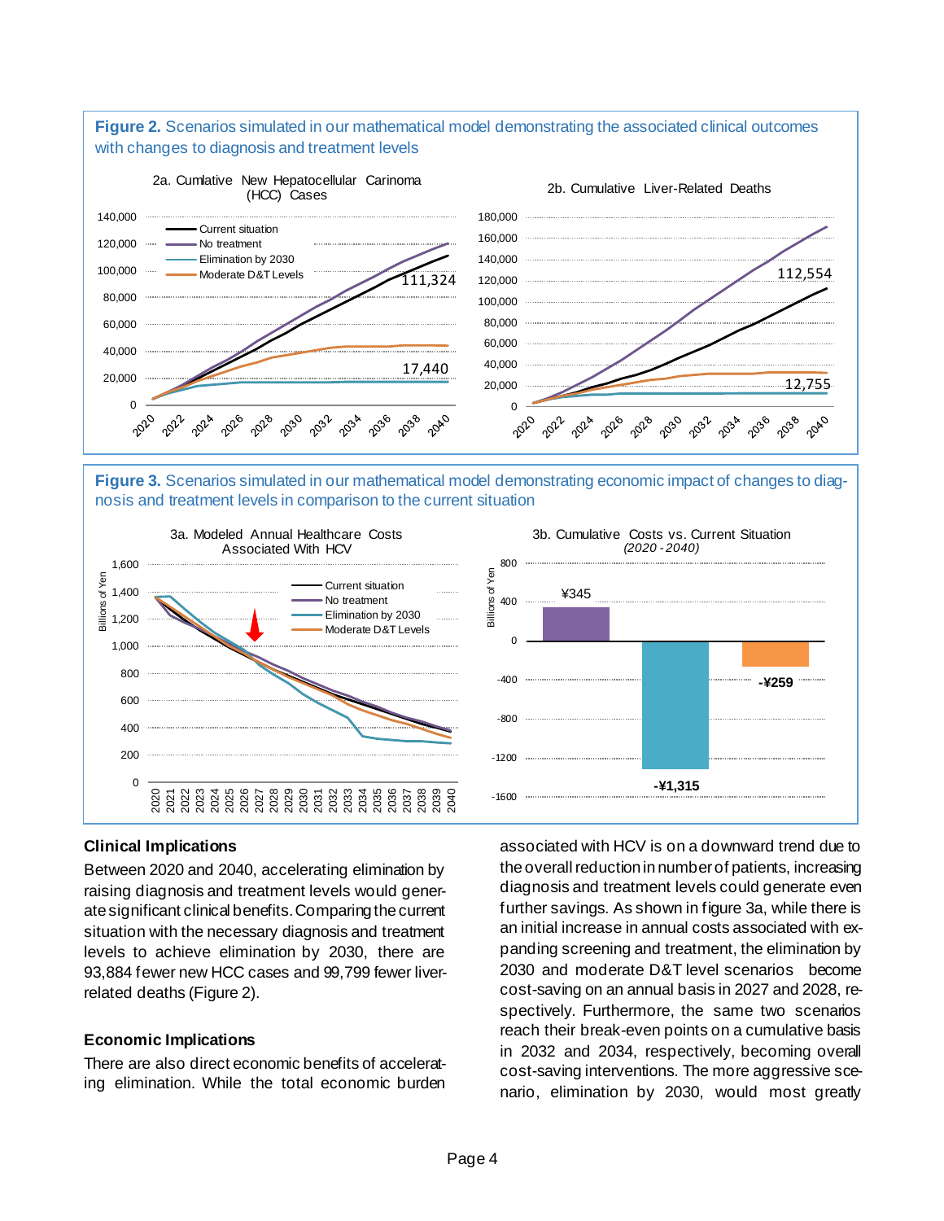**Figure 2.** Scenarios simulated in our mathematical model demonstrating the associated clinical outcomes with changes to diagnosis and treatment levels

2a. Cumlative New Hepatocellular Carinoma (HCC) Cases

2b. Cumulative Liver-Related Deaths

**Figure 3.** Scenarios simulated in our mathematical model demonstrating economic impact of changes to diagnosis and treatment levels in comparison to the current situation

3a. Modeled Annual Healthcare Costs Associated With HCV

3b. Cumulative Costs vs. Current Situation *(2020 - 2040)*

### Clinical Implications

Between 2020 and 2040, accelerating elimination by raising diagnosis and treatment levels would generate significant clinical benefits. Comparing the current situation with the necessary diagnosis and treatment levels to achieve elimination by 2030, there are 93,884 fewer new HCC cases and 99,799 fewer liver-related deaths (Figure 2).

### Economic Implications

There are also direct economic benefits of accelerating elimination. While the total economic burden associated with HCV is on a downward trend due to the overall reduction in number of patients, increasing diagnosis and treatment levels could generate even further savings. As shown in figure 3a, while there is an initial increase in annual costs associated with expanding screening and treatment, the elimination by 2030 and moderate D&T level scenarios become cost-saving on an annual basis in 2027 and 2028, respectively. Furthermore, the same two scenarios reach their break-even points on a cumulative basis in 2032 and 2034, respectively, becoming overall cost-saving interventions. The more aggressive scenario, elimination by 2030, would most greatly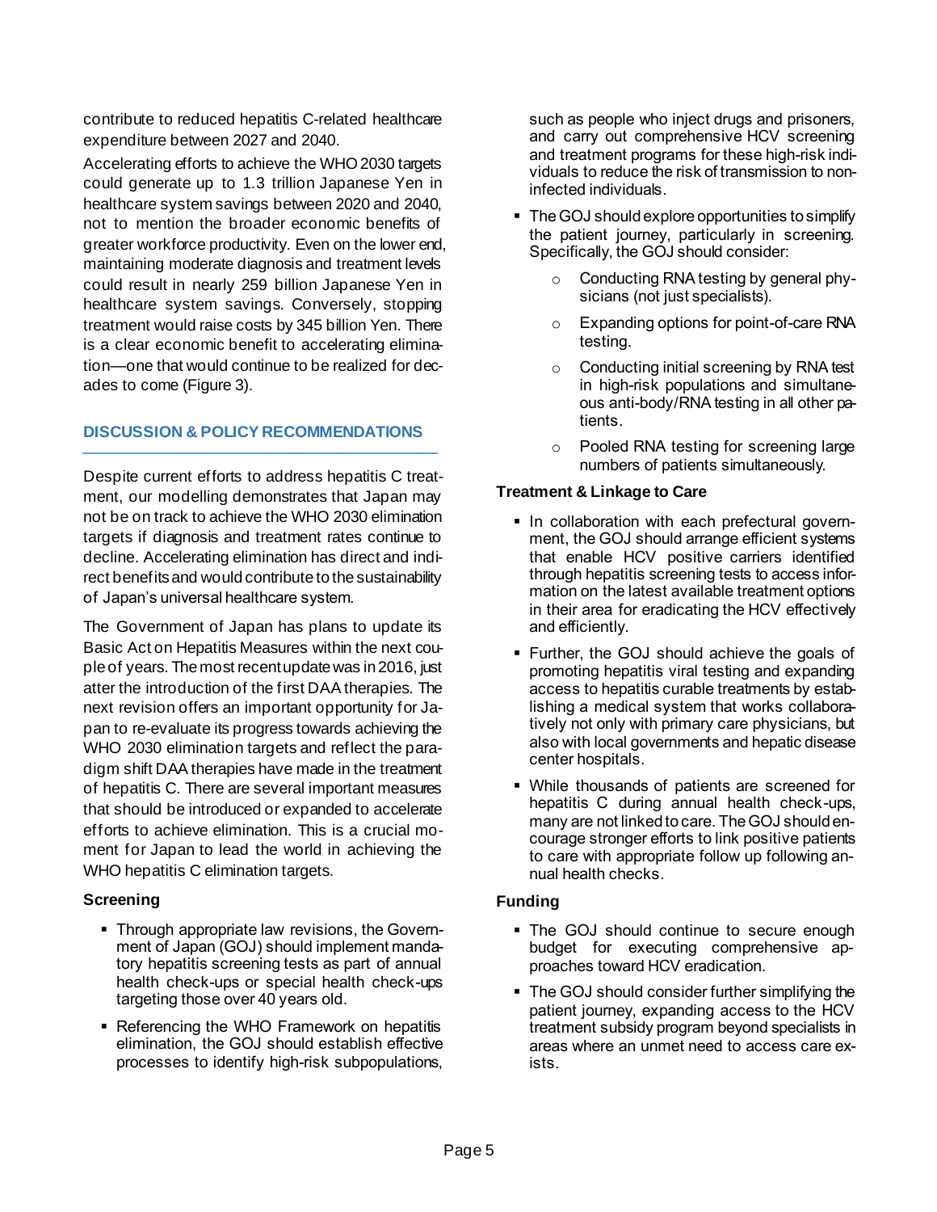contribute to reduced hepatitis C-related healthcare expenditure between 2027 and 2040.

Accelerating efforts to achieve the WHO 2030 targets could generate up to 1.3 trillion Japanese Yen in healthcare system savings between 2020 and 2040, not to mention the broader economic benefits of greater workforce productivity. Even on the lower end, maintaining moderate diagnosis and treatment levels could result in nearly 259 billion Japanese Yen in healthcare system savings. Conversely, stopping treatment would raise costs by 345 billion Yen. There is a clear economic benefit to accelerating elimination—one that would continue to be realized for decades to come (Figure 3).

## DISCUSSION & POLICY RECOMMENDATIONS

Despite current efforts to address hepatitis C treatment, our modelling demonstrates that Japan may not be on track to achieve the WHO 2030 elimination targets if diagnosis and treatment rates continue to decline. Accelerating elimination has direct and indirect benefits and would contribute to the sustainability of Japan's universal healthcare system.

The Government of Japan has plans to update its Basic Act on Hepatitis Measures within the next couple of years. The most recent update was in 2016, just atter the introduction of the first DAA therapies. The next revision offers an important opportunity for Japan to re-evaluate its progress towards achieving the WHO 2030 elimination targets and reflect the paradigm shift DAA therapies have made in the treatment of hepatitis C. There are several important measures that should be introduced or expanded to accelerate efforts to achieve elimination. This is a crucial moment for Japan to lead the world in achieving the WHO hepatitis C elimination targets.

### Screening

- Through appropriate law revisions, the Government of Japan (GOJ) should implement mandatory hepatitis screening tests as part of annual health check-ups or special health check-ups targeting those over 40 years old.
- Referencing the WHO Framework on hepatitis elimination, the GOJ should establish effective processes to identify high-risk subpopulations, such as people who inject drugs and prisoners, and carry out comprehensive HCV screening and treatment programs for these high-risk individuals to reduce the risk of transmission to non-infected individuals.
- The GOJ should explore opportunities to simplify the patient journey, particularly in screening. Specifically, the GOJ should consider:
  - Conducting RNA testing by general physicians (not just specialists).
  - Expanding options for point-of-care RNA testing.
  - Conducting initial screening by RNA test in high-risk populations and simultaneous anti-body/RNA testing in all other patients.
  - Pooled RNA testing for screening large numbers of patients simultaneously.

### Treatment & Linkage to Care

- In collaboration with each prefectural government, the GOJ should arrange efficient systems that enable HCV positive carriers identified through hepatitis screening tests to access information on the latest available treatment options in their area for eradicating the HCV effectively and efficiently.
- Further, the GOJ should achieve the goals of promoting hepatitis viral testing and expanding access to hepatitis curable treatments by establishing a medical system that works collaboratively not only with primary care physicians, but also with local governments and hepatic disease center hospitals.
- While thousands of patients are screened for hepatitis C during annual health check-ups, many are not linked to care. The GOJ should encourage stronger efforts to link positive patients to care with appropriate follow up following annual health checks.

### Funding

- The GOJ should continue to secure enough budget for executing comprehensive approaches toward HCV eradication.
- The GOJ should consider further simplifying the patient journey, expanding access to the HCV treatment subsidy program beyond specialists in areas where an unmet need to access care exists.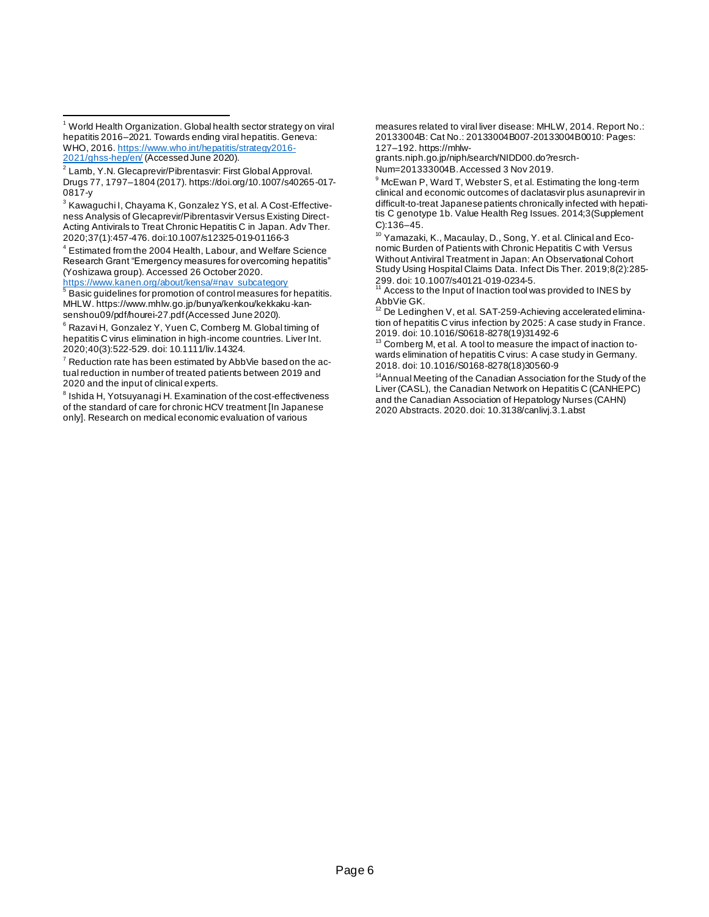[1] World Health Organization. Global health sector strategy on viral hepatitis 2016–2021. Towards ending viral hepatitis. Geneva: WHO, 2016. https://www.who.int/hepatitis/strategy2016-2021/ghss-hep/en/ (Accessed June 2020).

[2] Lamb, Y.N. Glecaprevir/Pibrentasvir: First Global Approval. Drugs 77, 1797–1804 (2017). https://doi.org/10.1007/s40265-017-0817-y

[3] Kawaguchi I, Chayama K, Gonzalez YS, et al. A Cost-Effectiveness Analysis of Glecaprevir/Pibrentasvir Versus Existing Direct-Acting Antivirals to Treat Chronic Hepatitis C in Japan. Adv Ther. 2020;37(1):457-476. doi:10.1007/s12325-019-01166-3

[4] Estimated from the 2004 Health, Labour, and Welfare Science Research Grant "Emergency measures for overcoming hepatitis" (Yoshizawa group). Accessed 26 October 2020. https://www.kanen.org/about/kensa/#nav_subcategory

[5] Basic guidelines for promotion of control measures for hepatitis. MHLW. https://www.mhlw.go.jp/bunya/kenkou/kekkaku-kansenshou09/pdf/hourei-27.pdf (Accessed June 2020).

[6] Razavi H, Gonzalez Y, Yuen C, Cornberg M. Global timing of hepatitis C virus elimination in high-income countries. Liver Int. 2020;40(3):522-529. doi: 10.1111/liv.14324.

[7] Reduction rate has been estimated by AbbVie based on the actual reduction in number of treated patients between 2019 and 2020 and the input of clinical experts.

[8] Ishida H, Yotsuyanagi H. Examination of the cost-effectiveness of the standard of care for chronic HCV treatment [In Japanese only]. Research on medical economic evaluation of various measures related to viral liver disease: MHLW, 2014. Report No.: 20133004B: Cat No.: 20133004B007-20133004B0010: Pages: 127–192. https://mhlw-grants.niph.go.jp/niph/search/NIDD00.do?resrch-Num=201333004B. Accessed 3 Nov 2019.

[9] McEwan P, Ward T, Webster S, et al. Estimating the long-term clinical and economic outcomes of daclatasvir plus asunaprevir in difficult-to-treat Japanese patients chronically infected with hepatitis C genotype 1b. Value Health Reg Issues. 2014;3(Supplement C):136–45.

[10] Yamazaki, K., Macaulay, D., Song, Y. et al. Clinical and Economic Burden of Patients with Chronic Hepatitis C with Versus Without Antiviral Treatment in Japan: An Observational Cohort Study Using Hospital Claims Data. Infect Dis Ther. 2019;8(2):285-299. doi: 10.1007/s40121-019-0234-5.

[11] Access to the Input of Inaction tool was provided to INES by AbbVie GK.

[12] De Ledinghen V, et al. SAT-259-Achieving accelerated elimination of hepatitis C virus infection by 2025: A case study in France. 2019. doi: 10.1016/S0618-8278(19)31492-6

[13] Cornberg M, et al. A tool to measure the impact of inaction towards elimination of hepatitis C virus: A case study in Germany. 2018. doi: 10.1016/S0168-8278(18)30560-9

[14] Annual Meeting of the Canadian Association for the Study of the Liver (CASL), the Canadian Network on Hepatitis C (CANHEPC) and the Canadian Association of Hepatology Nurses (CAHN) 2020 Abstracts. 2020. doi: 10.3138/canlivj.3.1.abst